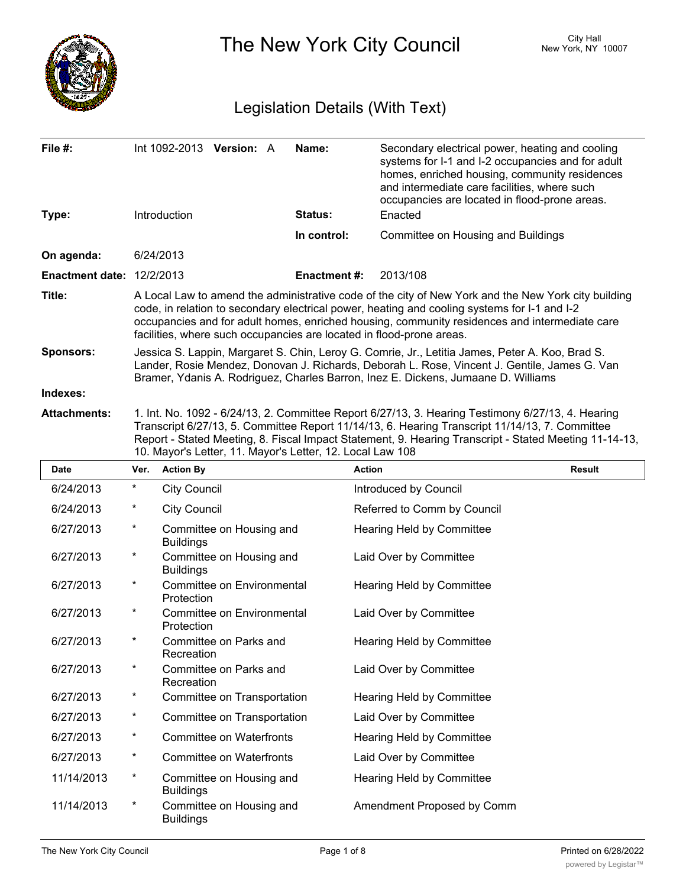# The New York City Council

City Hall
New York, NY 10007

## Legislation Details (With Text)

| | | | |
|---|---|---|---|
| **File #:** | Int 1092-2013 **Version:** A | **Name:** | Secondary electrical power, heating and cooling systems for I-1 and I-2 occupancies and for adult homes, enriched housing, community residences and intermediate care facilities, where such occupancies are located in flood-prone areas. |
| **Type:** | Introduction | **Status:** | Enacted |
| | | **In control:** | Committee on Housing and Buildings |
| **On agenda:** | 6/24/2013 | | |
| **Enactment date:** | 12/2/2013 | **Enactment #:** | 2013/108 |

**Title:** A Local Law to amend the administrative code of the city of New York and the New York city building code, in relation to secondary electrical power, heating and cooling systems for I-1 and I-2 occupancies and for adult homes, enriched housing, community residences and intermediate care facilities, where such occupancies are located in flood-prone areas.

**Sponsors:** Jessica S. Lappin, Margaret S. Chin, Leroy G. Comrie, Jr., Letitia James, Peter A. Koo, Brad S. Lander, Rosie Mendez, Donovan J. Richards, Deborah L. Rose, Vincent J. Gentile, James G. Van Bramer, Ydanis A. Rodriguez, Charles Barron, Inez E. Dickens, Jumaane D. Williams

**Indexes:**

**Attachments:** 1. Int. No. 1092 - 6/24/13, 2. Committee Report 6/27/13, 3. Hearing Testimony 6/27/13, 4. Hearing Transcript 6/27/13, 5. Committee Report 11/14/13, 6. Hearing Transcript 11/14/13, 7. Committee Report - Stated Meeting, 8. Fiscal Impact Statement, 9. Hearing Transcript - Stated Meeting 11-14-13, 10. Mayor's Letter, 11. Mayor's Letter, 12. Local Law 108

| Date | Ver. | Action By | Action | Result |
|---|---|---|---|---|
| 6/24/2013 | * | City Council | Introduced by Council | |
| 6/24/2013 | * | City Council | Referred to Comm by Council | |
| 6/27/2013 | * | Committee on Housing and Buildings | Hearing Held by Committee | |
| 6/27/2013 | * | Committee on Housing and Buildings | Laid Over by Committee | |
| 6/27/2013 | * | Committee on Environmental Protection | Hearing Held by Committee | |
| 6/27/2013 | * | Committee on Environmental Protection | Laid Over by Committee | |
| 6/27/2013 | * | Committee on Parks and Recreation | Hearing Held by Committee | |
| 6/27/2013 | * | Committee on Parks and Recreation | Laid Over by Committee | |
| 6/27/2013 | * | Committee on Transportation | Hearing Held by Committee | |
| 6/27/2013 | * | Committee on Transportation | Laid Over by Committee | |
| 6/27/2013 | * | Committee on Waterfronts | Hearing Held by Committee | |
| 6/27/2013 | * | Committee on Waterfronts | Laid Over by Committee | |
| 11/14/2013 | * | Committee on Housing and Buildings | Hearing Held by Committee | |
| 11/14/2013 | * | Committee on Housing and Buildings | Amendment Proposed by Comm | |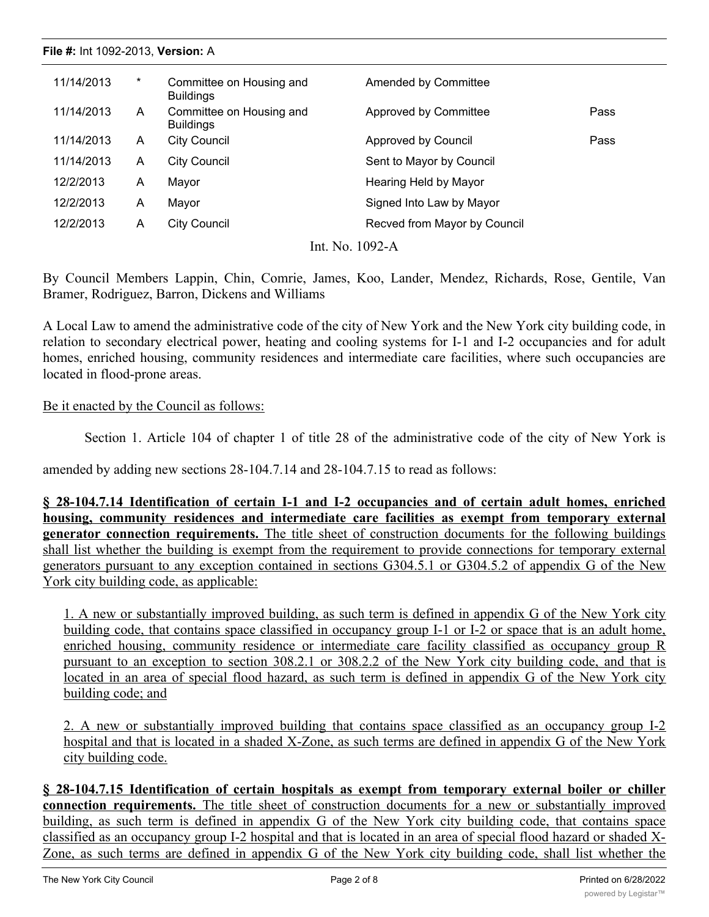| | | | | |
|---|---|---|---|---|
| 11/14/2013 | * | Committee on Housing and Buildings | Amended by Committee | |
| 11/14/2013 | A | Committee on Housing and Buildings | Approved by Committee | Pass |
| 11/14/2013 | A | City Council | Approved by Council | Pass |
| 11/14/2013 | A | City Council | Sent to Mayor by Council | |
| 12/2/2013 | A | Mayor | Hearing Held by Mayor | |
| 12/2/2013 | A | Mayor | Signed Into Law by Mayor | |
| 12/2/2013 | A | City Council | Recved from Mayor by Council | |

Int. No. 1092-A

By Council Members Lappin, Chin, Comrie, James, Koo, Lander, Mendez, Richards, Rose, Gentile, Van Bramer, Rodriguez, Barron, Dickens and Williams

A Local Law to amend the administrative code of the city of New York and the New York city building code, in relation to secondary electrical power, heating and cooling systems for I-1 and I-2 occupancies and for adult homes, enriched housing, community residences and intermediate care facilities, where such occupancies are located in flood-prone areas.

Be it enacted by the Council as follows:

Section 1. Article 104 of chapter 1 of title 28 of the administrative code of the city of New York is amended by adding new sections 28-104.7.14 and 28-104.7.15 to read as follows:

**§ 28-104.7.14 Identification of certain I-1 and I-2 occupancies and of certain adult homes, enriched housing, community residences and intermediate care facilities as exempt from temporary external generator connection requirements.** The title sheet of construction documents for the following buildings shall list whether the building is exempt from the requirement to provide connections for temporary external generators pursuant to any exception contained in sections G304.5.1 or G304.5.2 of appendix G of the New York city building code, as applicable:

1. A new or substantially improved building, as such term is defined in appendix G of the New York city building code, that contains space classified in occupancy group I-1 or I-2 or space that is an adult home, enriched housing, community residence or intermediate care facility classified as occupancy group R pursuant to an exception to section 308.2.1 or 308.2.2 of the New York city building code, and that is located in an area of special flood hazard, as such term is defined in appendix G of the New York city building code; and

2. A new or substantially improved building that contains space classified as an occupancy group I-2 hospital and that is located in a shaded X-Zone, as such terms are defined in appendix G of the New York city building code.

**§ 28-104.7.15 Identification of certain hospitals as exempt from temporary external boiler or chiller connection requirements.** The title sheet of construction documents for a new or substantially improved building, as such term is defined in appendix G of the New York city building code, that contains space classified as an occupancy group I-2 hospital and that is located in an area of special flood hazard or shaded X-Zone, as such terms are defined in appendix G of the New York city building code, shall list whether the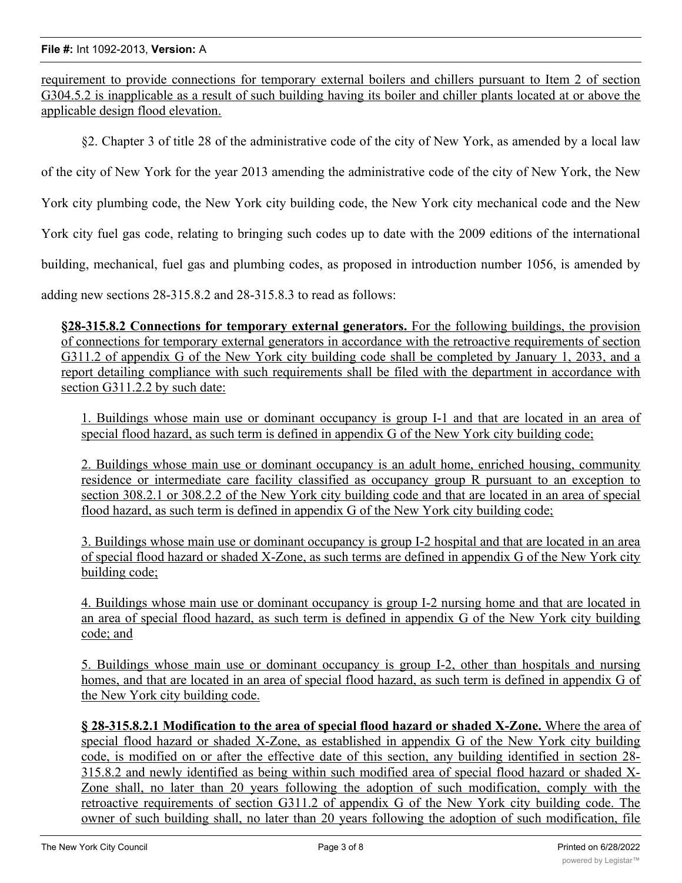requirement to provide connections for temporary external boilers and chillers pursuant to Item 2 of section G304.5.2 is inapplicable as a result of such building having its boiler and chiller plants located at or above the applicable design flood elevation.

§2. Chapter 3 of title 28 of the administrative code of the city of New York, as amended by a local law of the city of New York for the year 2013 amending the administrative code of the city of New York, the New York city plumbing code, the New York city building code, the New York city mechanical code and the New York city fuel gas code, relating to bringing such codes up to date with the 2009 editions of the international building, mechanical, fuel gas and plumbing codes, as proposed in introduction number 1056, is amended by adding new sections 28-315.8.2 and 28-315.8.3 to read as follows:

**§28-315.8.2 Connections for temporary external generators.** For the following buildings, the provision of connections for temporary external generators in accordance with the retroactive requirements of section G311.2 of appendix G of the New York city building code shall be completed by January 1, 2033, and a report detailing compliance with such requirements shall be filed with the department in accordance with section G311.2.2 by such date:

1. Buildings whose main use or dominant occupancy is group I-1 and that are located in an area of special flood hazard, as such term is defined in appendix G of the New York city building code;

2. Buildings whose main use or dominant occupancy is an adult home, enriched housing, community residence or intermediate care facility classified as occupancy group R pursuant to an exception to section 308.2.1 or 308.2.2 of the New York city building code and that are located in an area of special flood hazard, as such term is defined in appendix G of the New York city building code;

3. Buildings whose main use or dominant occupancy is group I-2 hospital and that are located in an area of special flood hazard or shaded X-Zone, as such terms are defined in appendix G of the New York city building code;

4. Buildings whose main use or dominant occupancy is group I-2 nursing home and that are located in an area of special flood hazard, as such term is defined in appendix G of the New York city building code; and

5. Buildings whose main use or dominant occupancy is group I-2, other than hospitals and nursing homes, and that are located in an area of special flood hazard, as such term is defined in appendix G of the New York city building code.

**§ 28-315.8.2.1 Modification to the area of special flood hazard or shaded X-Zone.** Where the area of special flood hazard or shaded X-Zone, as established in appendix G of the New York city building code, is modified on or after the effective date of this section, any building identified in section 28-315.8.2 and newly identified as being within such modified area of special flood hazard or shaded X-Zone shall, no later than 20 years following the adoption of such modification, comply with the retroactive requirements of section G311.2 of appendix G of the New York city building code. The owner of such building shall, no later than 20 years following the adoption of such modification, file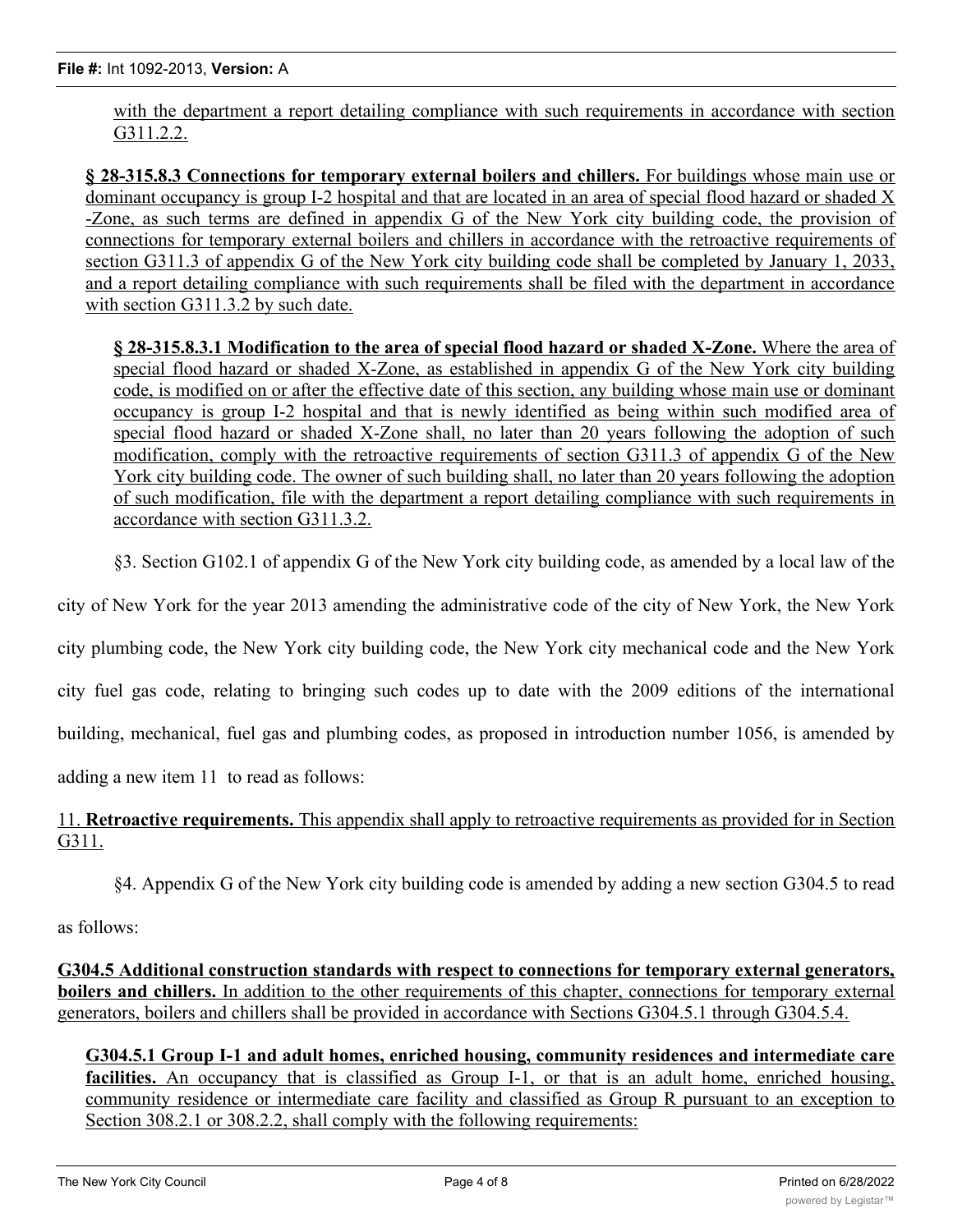with the department a report detailing compliance with such requirements in accordance with section G311.2.2.

**§ 28-315.8.3 Connections for temporary external boilers and chillers.** For buildings whose main use or dominant occupancy is group I-2 hospital and that are located in an area of special flood hazard or shaded X -Zone, as such terms are defined in appendix G of the New York city building code, the provision of connections for temporary external boilers and chillers in accordance with the retroactive requirements of section G311.3 of appendix G of the New York city building code shall be completed by January 1, 2033, and a report detailing compliance with such requirements shall be filed with the department in accordance with section G311.3.2 by such date.

**§ 28-315.8.3.1 Modification to the area of special flood hazard or shaded X-Zone.** Where the area of special flood hazard or shaded X-Zone, as established in appendix G of the New York city building code, is modified on or after the effective date of this section, any building whose main use or dominant occupancy is group I-2 hospital and that is newly identified as being within such modified area of special flood hazard or shaded X-Zone shall, no later than 20 years following the adoption of such modification, comply with the retroactive requirements of section G311.3 of appendix G of the New York city building code. The owner of such building shall, no later than 20 years following the adoption of such modification, file with the department a report detailing compliance with such requirements in accordance with section G311.3.2.

§3. Section G102.1 of appendix G of the New York city building code, as amended by a local law of the city of New York for the year 2013 amending the administrative code of the city of New York, the New York city plumbing code, the New York city building code, the New York city mechanical code and the New York city fuel gas code, relating to bringing such codes up to date with the 2009 editions of the international building, mechanical, fuel gas and plumbing codes, as proposed in introduction number 1056, is amended by adding a new item 11 to read as follows:

11. **Retroactive requirements.** This appendix shall apply to retroactive requirements as provided for in Section G311.

§4. Appendix G of the New York city building code is amended by adding a new section G304.5 to read as follows:

**G304.5 Additional construction standards with respect to connections for temporary external generators, boilers and chillers.** In addition to the other requirements of this chapter, connections for temporary external generators, boilers and chillers shall be provided in accordance with Sections G304.5.1 through G304.5.4.

**G304.5.1 Group I-1 and adult homes, enriched housing, community residences and intermediate care facilities.** An occupancy that is classified as Group I-1, or that is an adult home, enriched housing, community residence or intermediate care facility and classified as Group R pursuant to an exception to Section 308.2.1 or 308.2.2, shall comply with the following requirements: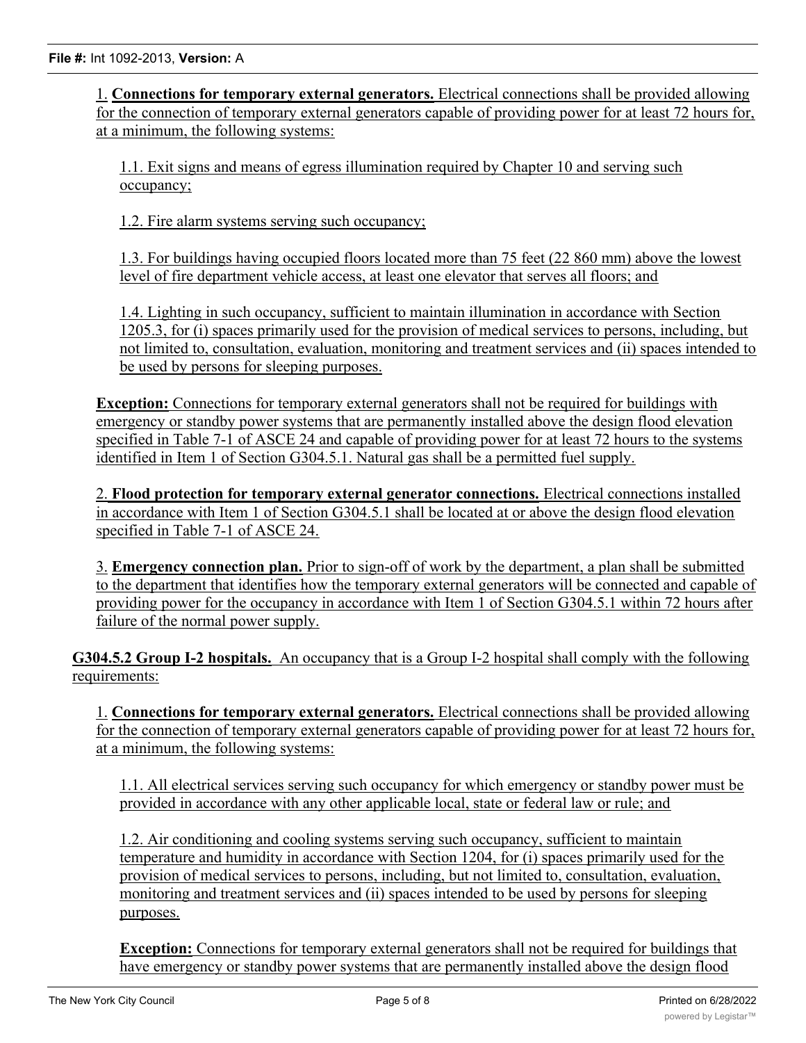1. **Connections for temporary external generators.** Electrical connections shall be provided allowing for the connection of temporary external generators capable of providing power for at least 72 hours for, at a minimum, the following systems:

   1.1. Exit signs and means of egress illumination required by Chapter 10 and serving such occupancy;

   1.2. Fire alarm systems serving such occupancy;

   1.3. For buildings having occupied floors located more than 75 feet (22 860 mm) above the lowest level of fire department vehicle access, at least one elevator that serves all floors; and

   1.4. Lighting in such occupancy, sufficient to maintain illumination in accordance with Section 1205.3, for (i) spaces primarily used for the provision of medical services to persons, including, but not limited to, consultation, evaluation, monitoring and treatment services and (ii) spaces intended to be used by persons for sleeping purposes.

**Exception:** Connections for temporary external generators shall not be required for buildings with emergency or standby power systems that are permanently installed above the design flood elevation specified in Table 7-1 of ASCE 24 and capable of providing power for at least 72 hours to the systems identified in Item 1 of Section G304.5.1. Natural gas shall be a permitted fuel supply.

2. **Flood protection for temporary external generator connections.** Electrical connections installed in accordance with Item 1 of Section G304.5.1 shall be located at or above the design flood elevation specified in Table 7-1 of ASCE 24.

3. **Emergency connection plan.** Prior to sign-off of work by the department, a plan shall be submitted to the department that identifies how the temporary external generators will be connected and capable of providing power for the occupancy in accordance with Item 1 of Section G304.5.1 within 72 hours after failure of the normal power supply.

**G304.5.2 Group I-2 hospitals.** An occupancy that is a Group I-2 hospital shall comply with the following requirements:

1. **Connections for temporary external generators.** Electrical connections shall be provided allowing for the connection of temporary external generators capable of providing power for at least 72 hours for, at a minimum, the following systems:

   1.1. All electrical services serving such occupancy for which emergency or standby power must be provided in accordance with any other applicable local, state or federal law or rule; and

   1.2. Air conditioning and cooling systems serving such occupancy, sufficient to maintain temperature and humidity in accordance with Section 1204, for (i) spaces primarily used for the provision of medical services to persons, including, but not limited to, consultation, evaluation, monitoring and treatment services and (ii) spaces intended to be used by persons for sleeping purposes.

   **Exception:** Connections for temporary external generators shall not be required for buildings that have emergency or standby power systems that are permanently installed above the design flood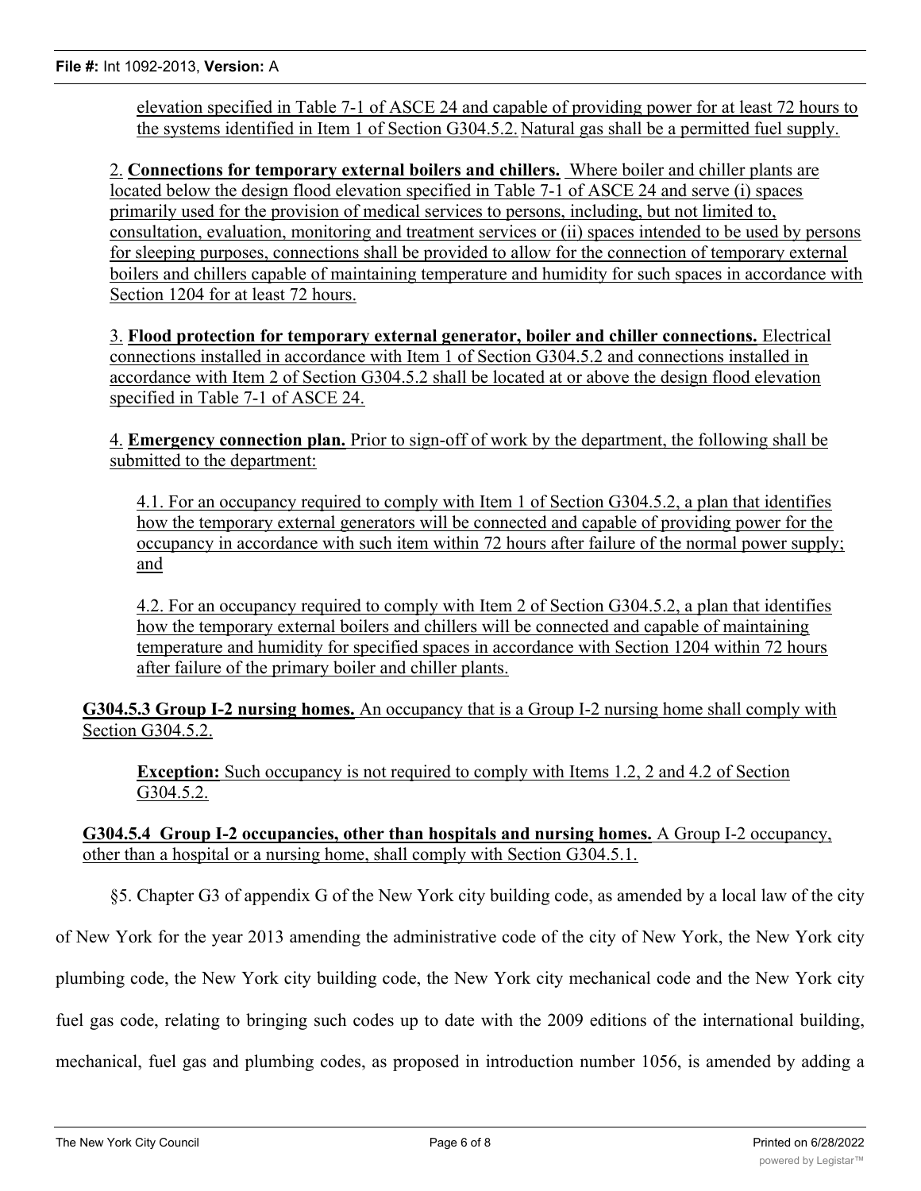elevation specified in Table 7-1 of ASCE 24 and capable of providing power for at least 72 hours to the systems identified in Item 1 of Section G304.5.2. Natural gas shall be a permitted fuel supply.

2. **Connections for temporary external boilers and chillers.** Where boiler and chiller plants are located below the design flood elevation specified in Table 7-1 of ASCE 24 and serve (i) spaces primarily used for the provision of medical services to persons, including, but not limited to, consultation, evaluation, monitoring and treatment services or (ii) spaces intended to be used by persons for sleeping purposes, connections shall be provided to allow for the connection of temporary external boilers and chillers capable of maintaining temperature and humidity for such spaces in accordance with Section 1204 for at least 72 hours.

3. **Flood protection for temporary external generator, boiler and chiller connections.** Electrical connections installed in accordance with Item 1 of Section G304.5.2 and connections installed in accordance with Item 2 of Section G304.5.2 shall be located at or above the design flood elevation specified in Table 7-1 of ASCE 24.

4. **Emergency connection plan.** Prior to sign-off of work by the department, the following shall be submitted to the department:

4.1. For an occupancy required to comply with Item 1 of Section G304.5.2, a plan that identifies how the temporary external generators will be connected and capable of providing power for the occupancy in accordance with such item within 72 hours after failure of the normal power supply; and

4.2. For an occupancy required to comply with Item 2 of Section G304.5.2, a plan that identifies how the temporary external boilers and chillers will be connected and capable of maintaining temperature and humidity for specified spaces in accordance with Section 1204 within 72 hours after failure of the primary boiler and chiller plants.

**G304.5.3 Group I-2 nursing homes.** An occupancy that is a Group I-2 nursing home shall comply with Section G304.5.2.

**Exception:** Such occupancy is not required to comply with Items 1.2, 2 and 4.2 of Section G304.5.2.

**G304.5.4 Group I-2 occupancies, other than hospitals and nursing homes.** A Group I-2 occupancy, other than a hospital or a nursing home, shall comply with Section G304.5.1.

§5. Chapter G3 of appendix G of the New York city building code, as amended by a local law of the city of New York for the year 2013 amending the administrative code of the city of New York, the New York city plumbing code, the New York city building code, the New York city mechanical code and the New York city fuel gas code, relating to bringing such codes up to date with the 2009 editions of the international building, mechanical, fuel gas and plumbing codes, as proposed in introduction number 1056, is amended by adding a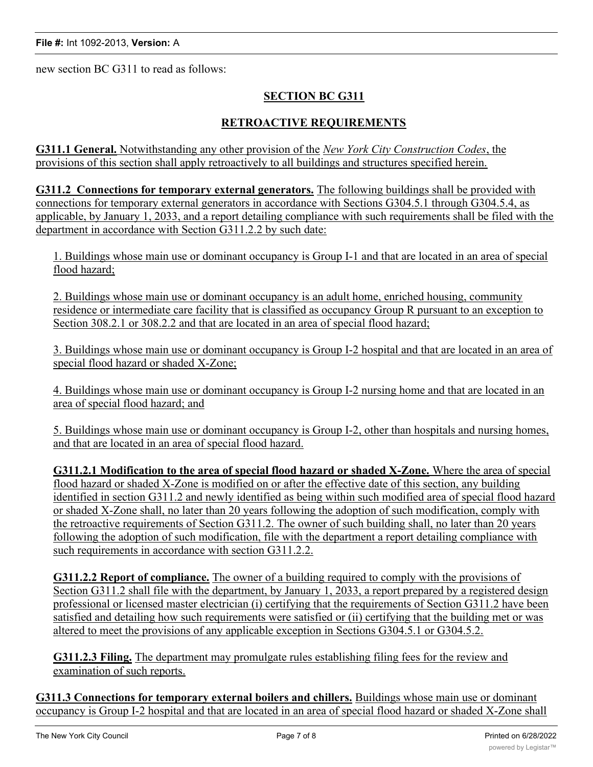new section BC G311 to read as follows:

**SECTION BC G311**

**RETROACTIVE REQUIREMENTS**

**G311.1 General.** Notwithstanding any other provision of the *New York City Construction Codes*, the provisions of this section shall apply retroactively to all buildings and structures specified herein.

**G311.2 Connections for temporary external generators.** The following buildings shall be provided with connections for temporary external generators in accordance with Sections G304.5.1 through G304.5.4, as applicable, by January 1, 2033, and a report detailing compliance with such requirements shall be filed with the department in accordance with Section G311.2.2 by such date:

1. Buildings whose main use or dominant occupancy is Group I-1 and that are located in an area of special flood hazard;

2. Buildings whose main use or dominant occupancy is an adult home, enriched housing, community residence or intermediate care facility that is classified as occupancy Group R pursuant to an exception to Section 308.2.1 or 308.2.2 and that are located in an area of special flood hazard;

3. Buildings whose main use or dominant occupancy is Group I-2 hospital and that are located in an area of special flood hazard or shaded X-Zone;

4. Buildings whose main use or dominant occupancy is Group I-2 nursing home and that are located in an area of special flood hazard; and

5. Buildings whose main use or dominant occupancy is Group I-2, other than hospitals and nursing homes, and that are located in an area of special flood hazard.

**G311.2.1 Modification to the area of special flood hazard or shaded X-Zone.** Where the area of special flood hazard or shaded X-Zone is modified on or after the effective date of this section, any building identified in section G311.2 and newly identified as being within such modified area of special flood hazard or shaded X-Zone shall, no later than 20 years following the adoption of such modification, comply with the retroactive requirements of Section G311.2. The owner of such building shall, no later than 20 years following the adoption of such modification, file with the department a report detailing compliance with such requirements in accordance with section G311.2.2.

**G311.2.2 Report of compliance.** The owner of a building required to comply with the provisions of Section G311.2 shall file with the department, by January 1, 2033, a report prepared by a registered design professional or licensed master electrician (i) certifying that the requirements of Section G311.2 have been satisfied and detailing how such requirements were satisfied or (ii) certifying that the building met or was altered to meet the provisions of any applicable exception in Sections G304.5.1 or G304.5.2.

**G311.2.3 Filing.** The department may promulgate rules establishing filing fees for the review and examination of such reports.

**G311.3 Connections for temporary external boilers and chillers.** Buildings whose main use or dominant occupancy is Group I-2 hospital and that are located in an area of special flood hazard or shaded X-Zone shall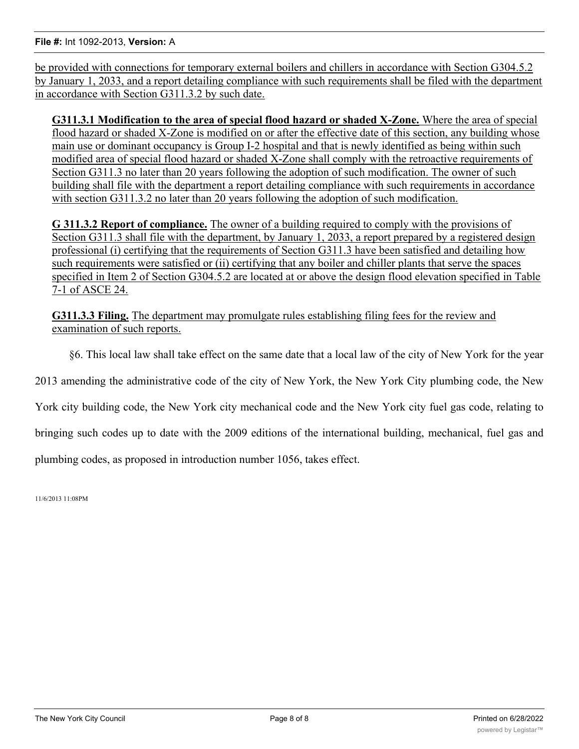be provided with connections for temporary external boilers and chillers in accordance with Section G304.5.2 by January 1, 2033, and a report detailing compliance with such requirements shall be filed with the department in accordance with Section G311.3.2 by such date.

**G311.3.1 Modification to the area of special flood hazard or shaded X-Zone.** Where the area of special flood hazard or shaded X-Zone is modified on or after the effective date of this section, any building whose main use or dominant occupancy is Group I-2 hospital and that is newly identified as being within such modified area of special flood hazard or shaded X-Zone shall comply with the retroactive requirements of Section G311.3 no later than 20 years following the adoption of such modification. The owner of such building shall file with the department a report detailing compliance with such requirements in accordance with section G311.3.2 no later than 20 years following the adoption of such modification.

**G 311.3.2 Report of compliance.** The owner of a building required to comply with the provisions of Section G311.3 shall file with the department, by January 1, 2033, a report prepared by a registered design professional (i) certifying that the requirements of Section G311.3 have been satisfied and detailing how such requirements were satisfied or (ii) certifying that any boiler and chiller plants that serve the spaces specified in Item 2 of Section G304.5.2 are located at or above the design flood elevation specified in Table 7-1 of ASCE 24.

**G311.3.3 Filing.** The department may promulgate rules establishing filing fees for the review and examination of such reports.

§6. This local law shall take effect on the same date that a local law of the city of New York for the year 2013 amending the administrative code of the city of New York, the New York City plumbing code, the New York city building code, the New York city mechanical code and the New York city fuel gas code, relating to bringing such codes up to date with the 2009 editions of the international building, mechanical, fuel gas and plumbing codes, as proposed in introduction number 1056, takes effect.

11/6/2013 11:08PM